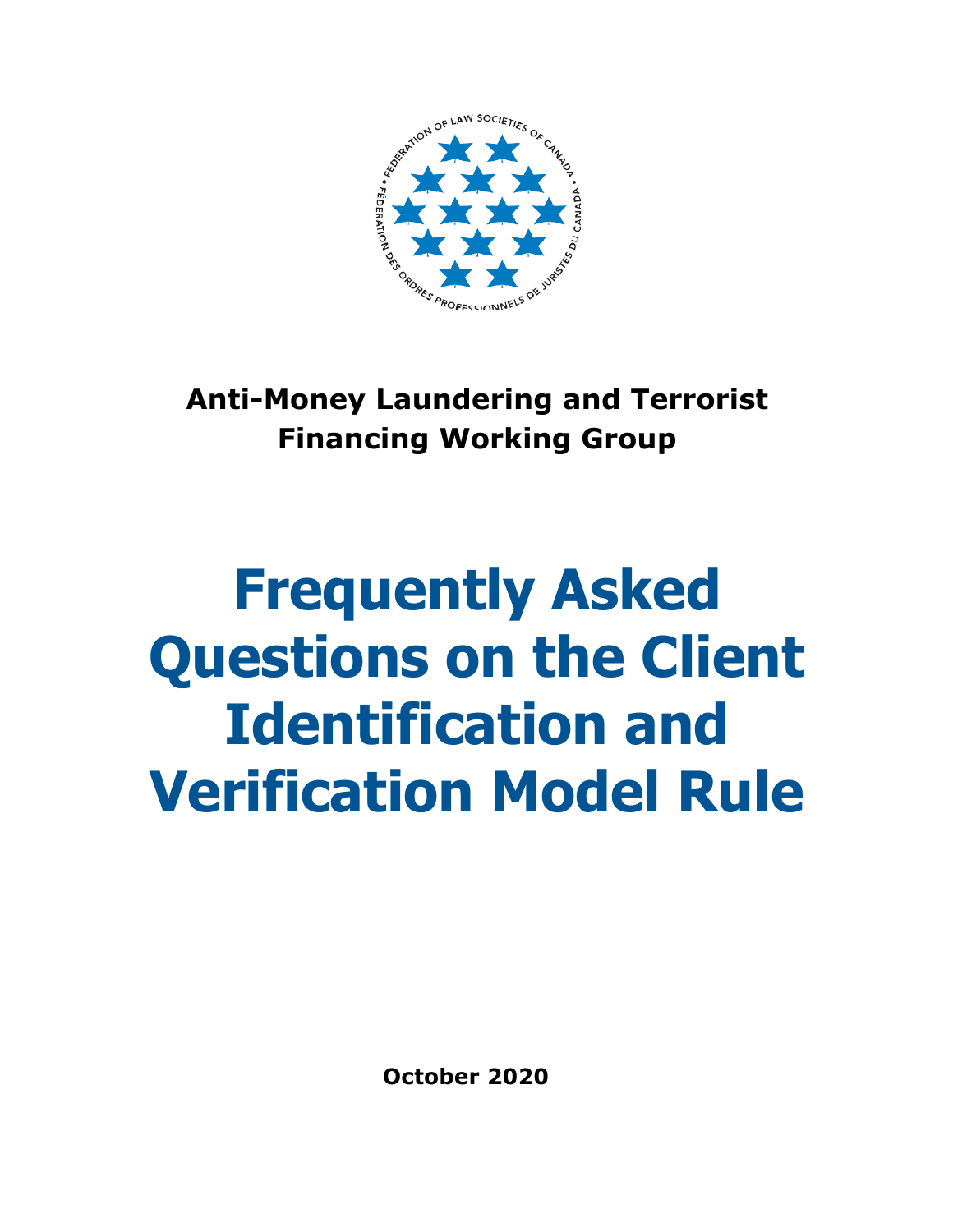FEDERATION OF LAW SOCIETIES OF CANADA • FÉDÉRATION DES ORDRES PROFESSIONNELS DE JURISTES DU CANADA •

**Anti-Money Laundering and Terrorist Financing Working Group**

# Frequently Asked Questions on the Client Identification and Verification Model Rule

**October 2020**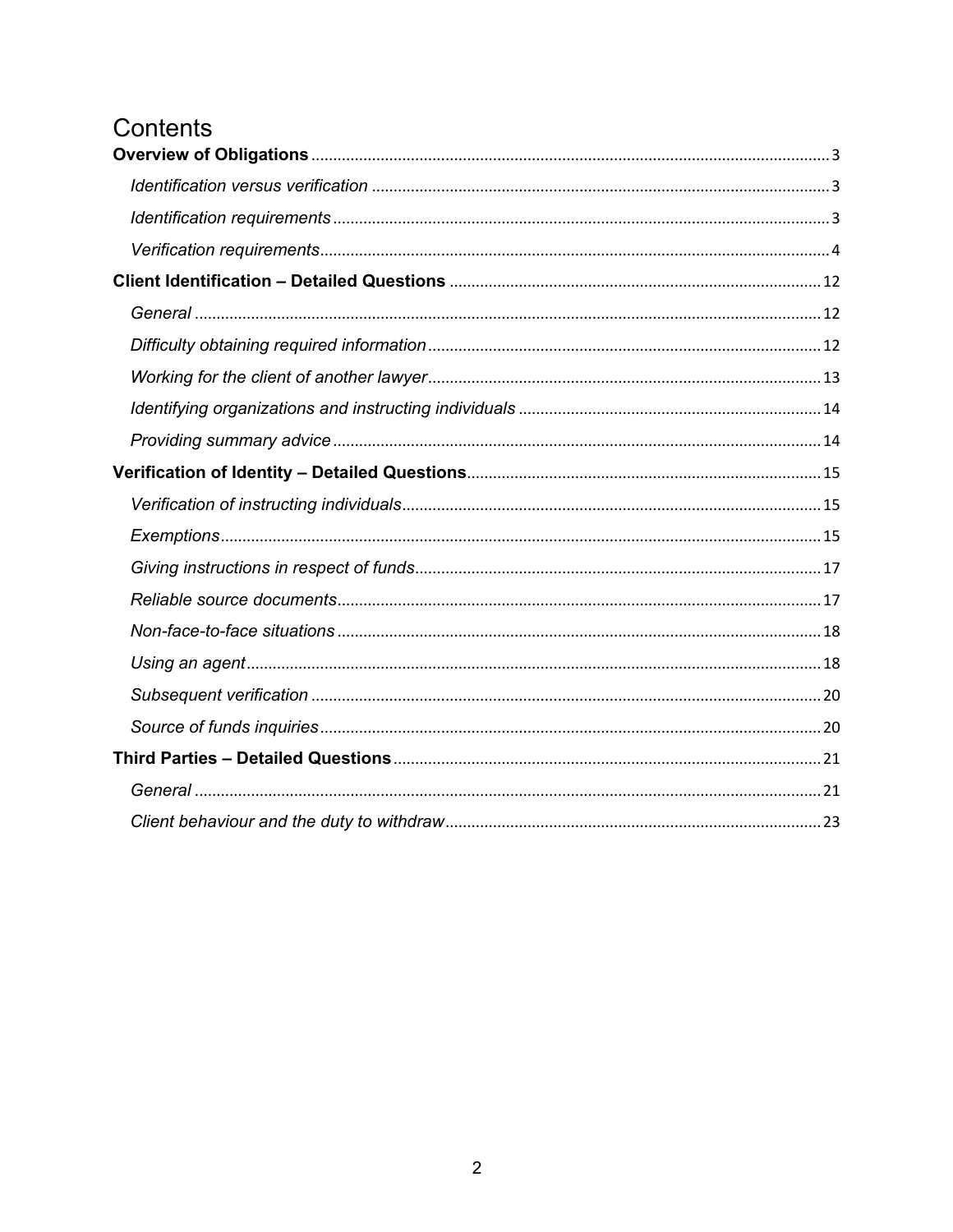# Contents

**Overview of Obligations** ..... 3

*Identification versus verification* ..... 3

*Identification requirements* ..... 3

*Verification requirements* ..... 4

**Client Identification – Detailed Questions** ..... 12

*General* ..... 12

*Difficulty obtaining required information* ..... 12

*Working for the client of another lawyer* ..... 13

*Identifying organizations and instructing individuals* ..... 14

*Providing summary advice* ..... 14

**Verification of Identity – Detailed Questions** ..... 15

*Verification of instructing individuals* ..... 15

*Exemptions* ..... 15

*Giving instructions in respect of funds* ..... 17

*Reliable source documents* ..... 17

*Non-face-to-face situations* ..... 18

*Using an agent* ..... 18

*Subsequent verification* ..... 20

*Source of funds inquiries* ..... 20

**Third Parties – Detailed Questions** ..... 21

*General* ..... 21

*Client behaviour and the duty to withdraw* ..... 23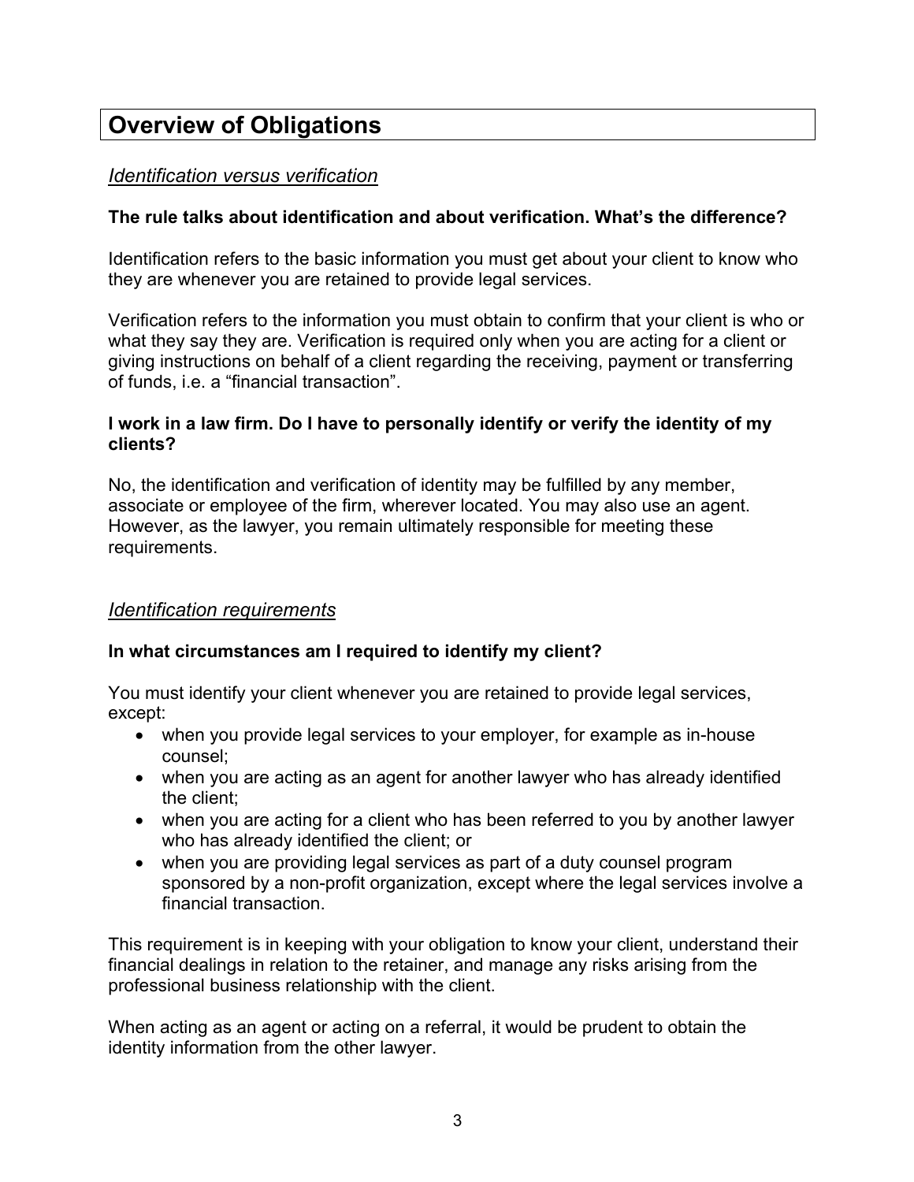# Overview of Obligations

## *Identification versus verification*

**The rule talks about identification and about verification. What's the difference?**

Identification refers to the basic information you must get about your client to know who they are whenever you are retained to provide legal services.

Verification refers to the information you must obtain to confirm that your client is who or what they say they are. Verification is required only when you are acting for a client or giving instructions on behalf of a client regarding the receiving, payment or transferring of funds, i.e. a "financial transaction".

**I work in a law firm. Do I have to personally identify or verify the identity of my clients?**

No, the identification and verification of identity may be fulfilled by any member, associate or employee of the firm, wherever located. You may also use an agent. However, as the lawyer, you remain ultimately responsible for meeting these requirements.

## *Identification requirements*

**In what circumstances am I required to identify my client?**

You must identify your client whenever you are retained to provide legal services, except:

- when you provide legal services to your employer, for example as in-house counsel;
- when you are acting as an agent for another lawyer who has already identified the client;
- when you are acting for a client who has been referred to you by another lawyer who has already identified the client; or
- when you are providing legal services as part of a duty counsel program sponsored by a non-profit organization, except where the legal services involve a financial transaction.

This requirement is in keeping with your obligation to know your client, understand their financial dealings in relation to the retainer, and manage any risks arising from the professional business relationship with the client.

When acting as an agent or acting on a referral, it would be prudent to obtain the identity information from the other lawyer.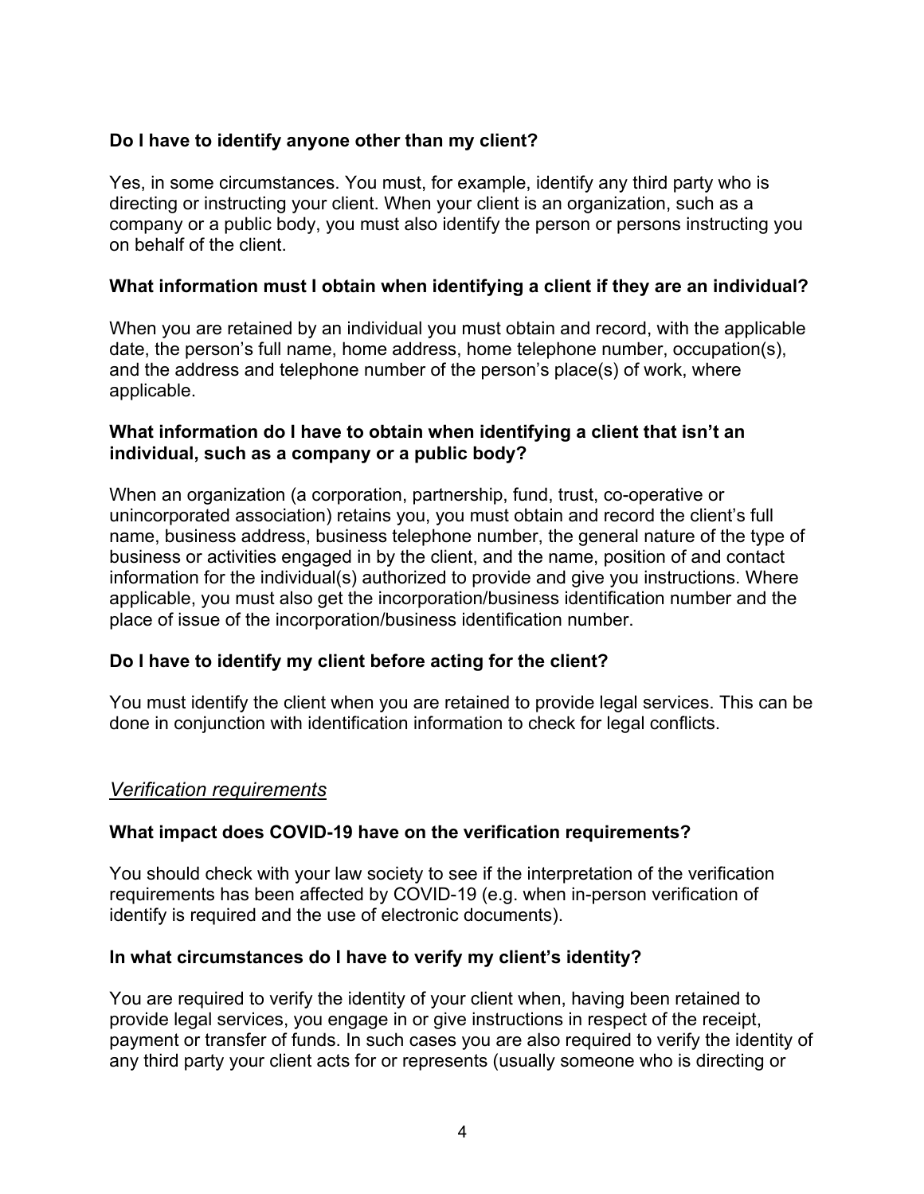**Do I have to identify anyone other than my client?**

Yes, in some circumstances. You must, for example, identify any third party who is directing or instructing your client. When your client is an organization, such as a company or a public body, you must also identify the person or persons instructing you on behalf of the client.

**What information must I obtain when identifying a client if they are an individual?**

When you are retained by an individual you must obtain and record, with the applicable date, the person's full name, home address, home telephone number, occupation(s), and the address and telephone number of the person's place(s) of work, where applicable.

**What information do I have to obtain when identifying a client that isn't an individual, such as a company or a public body?**

When an organization (a corporation, partnership, fund, trust, co-operative or unincorporated association) retains you, you must obtain and record the client's full name, business address, business telephone number, the general nature of the type of business or activities engaged in by the client, and the name, position of and contact information for the individual(s) authorized to provide and give you instructions. Where applicable, you must also get the incorporation/business identification number and the place of issue of the incorporation/business identification number.

**Do I have to identify my client before acting for the client?**

You must identify the client when you are retained to provide legal services. This can be done in conjunction with identification information to check for legal conflicts.

*Verification requirements*

**What impact does COVID-19 have on the verification requirements?**

You should check with your law society to see if the interpretation of the verification requirements has been affected by COVID-19 (e.g. when in-person verification of identify is required and the use of electronic documents).

**In what circumstances do I have to verify my client's identity?**

You are required to verify the identity of your client when, having been retained to provide legal services, you engage in or give instructions in respect of the receipt, payment or transfer of funds. In such cases you are also required to verify the identity of any third party your client acts for or represents (usually someone who is directing or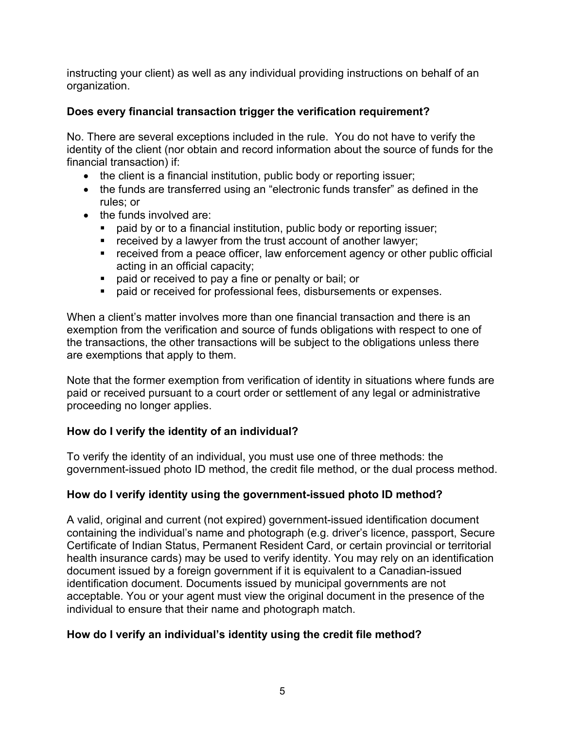instructing your client) as well as any individual providing instructions on behalf of an organization.

**Does every financial transaction trigger the verification requirement?**

No. There are several exceptions included in the rule. You do not have to verify the identity of the client (nor obtain and record information about the source of funds for the financial transaction) if:

- the client is a financial institution, public body or reporting issuer;
- the funds are transferred using an "electronic funds transfer" as defined in the rules; or
- the funds involved are:
  - paid by or to a financial institution, public body or reporting issuer;
  - received by a lawyer from the trust account of another lawyer;
  - received from a peace officer, law enforcement agency or other public official acting in an official capacity;
  - paid or received to pay a fine or penalty or bail; or
  - paid or received for professional fees, disbursements or expenses.

When a client's matter involves more than one financial transaction and there is an exemption from the verification and source of funds obligations with respect to one of the transactions, the other transactions will be subject to the obligations unless there are exemptions that apply to them.

Note that the former exemption from verification of identity in situations where funds are paid or received pursuant to a court order or settlement of any legal or administrative proceeding no longer applies.

**How do I verify the identity of an individual?**

To verify the identity of an individual, you must use one of three methods: the government-issued photo ID method, the credit file method, or the dual process method.

**How do I verify identity using the government-issued photo ID method?**

A valid, original and current (not expired) government-issued identification document containing the individual's name and photograph (e.g. driver's licence, passport, Secure Certificate of Indian Status, Permanent Resident Card, or certain provincial or territorial health insurance cards) may be used to verify identity. You may rely on an identification document issued by a foreign government if it is equivalent to a Canadian-issued identification document. Documents issued by municipal governments are not acceptable. You or your agent must view the original document in the presence of the individual to ensure that their name and photograph match.

**How do I verify an individual's identity using the credit file method?**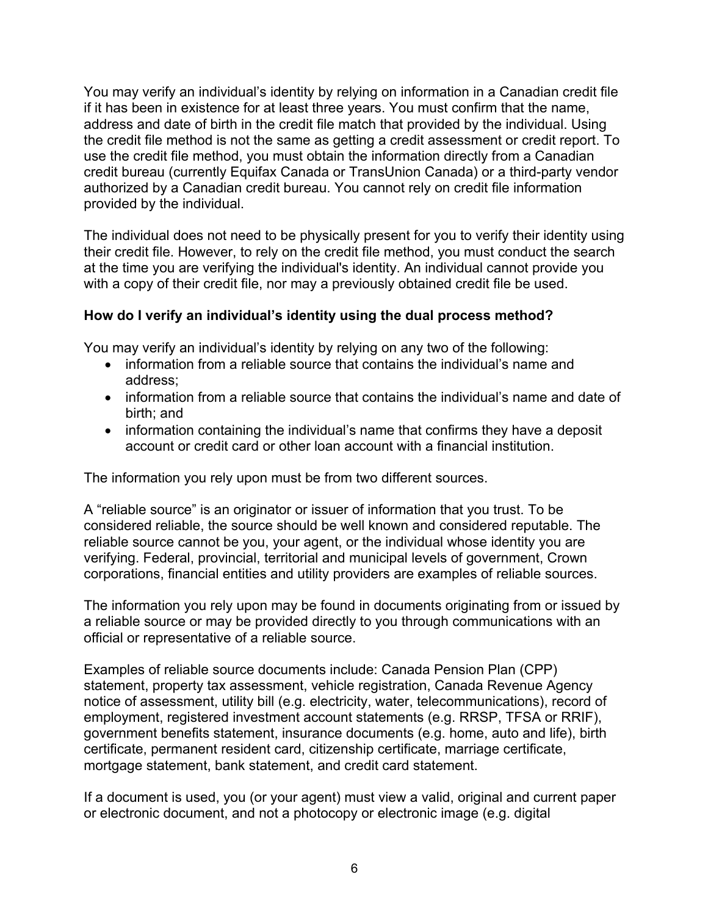You may verify an individual's identity by relying on information in a Canadian credit file if it has been in existence for at least three years. You must confirm that the name, address and date of birth in the credit file match that provided by the individual. Using the credit file method is not the same as getting a credit assessment or credit report. To use the credit file method, you must obtain the information directly from a Canadian credit bureau (currently Equifax Canada or TransUnion Canada) or a third-party vendor authorized by a Canadian credit bureau. You cannot rely on credit file information provided by the individual.

The individual does not need to be physically present for you to verify their identity using their credit file. However, to rely on the credit file method, you must conduct the search at the time you are verifying the individual's identity. An individual cannot provide you with a copy of their credit file, nor may a previously obtained credit file be used.

**How do I verify an individual's identity using the dual process method?**

You may verify an individual's identity by relying on any two of the following:

- information from a reliable source that contains the individual's name and address;
- information from a reliable source that contains the individual's name and date of birth; and
- information containing the individual's name that confirms they have a deposit account or credit card or other loan account with a financial institution.

The information you rely upon must be from two different sources.

A "reliable source" is an originator or issuer of information that you trust. To be considered reliable, the source should be well known and considered reputable. The reliable source cannot be you, your agent, or the individual whose identity you are verifying. Federal, provincial, territorial and municipal levels of government, Crown corporations, financial entities and utility providers are examples of reliable sources.

The information you rely upon may be found in documents originating from or issued by a reliable source or may be provided directly to you through communications with an official or representative of a reliable source.

Examples of reliable source documents include: Canada Pension Plan (CPP) statement, property tax assessment, vehicle registration, Canada Revenue Agency notice of assessment, utility bill (e.g. electricity, water, telecommunications), record of employment, registered investment account statements (e.g. RRSP, TFSA or RRIF), government benefits statement, insurance documents (e.g. home, auto and life), birth certificate, permanent resident card, citizenship certificate, marriage certificate, mortgage statement, bank statement, and credit card statement.

If a document is used, you (or your agent) must view a valid, original and current paper or electronic document, and not a photocopy or electronic image (e.g. digital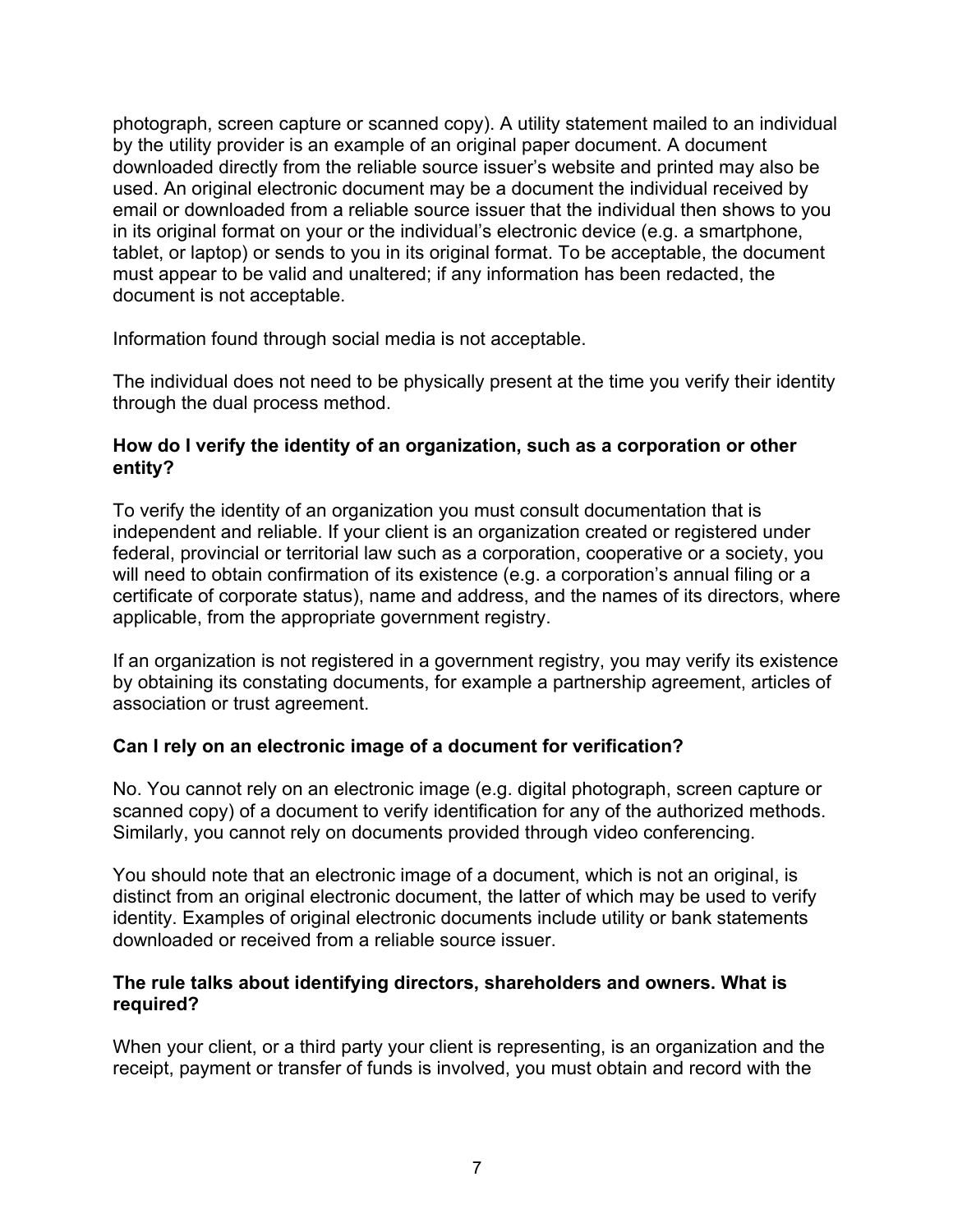photograph, screen capture or scanned copy). A utility statement mailed to an individual by the utility provider is an example of an original paper document. A document downloaded directly from the reliable source issuer's website and printed may also be used. An original electronic document may be a document the individual received by email or downloaded from a reliable source issuer that the individual then shows to you in its original format on your or the individual's electronic device (e.g. a smartphone, tablet, or laptop) or sends to you in its original format. To be acceptable, the document must appear to be valid and unaltered; if any information has been redacted, the document is not acceptable.

Information found through social media is not acceptable.

The individual does not need to be physically present at the time you verify their identity through the dual process method.

### How do I verify the identity of an organization, such as a corporation or other entity?

To verify the identity of an organization you must consult documentation that is independent and reliable. If your client is an organization created or registered under federal, provincial or territorial law such as a corporation, cooperative or a society, you will need to obtain confirmation of its existence (e.g. a corporation's annual filing or a certificate of corporate status), name and address, and the names of its directors, where applicable, from the appropriate government registry.

If an organization is not registered in a government registry, you may verify its existence by obtaining its constating documents, for example a partnership agreement, articles of association or trust agreement.

### Can I rely on an electronic image of a document for verification?

No. You cannot rely on an electronic image (e.g. digital photograph, screen capture or scanned copy) of a document to verify identification for any of the authorized methods. Similarly, you cannot rely on documents provided through video conferencing.

You should note that an electronic image of a document, which is not an original, is distinct from an original electronic document, the latter of which may be used to verify identity. Examples of original electronic documents include utility or bank statements downloaded or received from a reliable source issuer.

### The rule talks about identifying directors, shareholders and owners. What is required?

When your client, or a third party your client is representing, is an organization and the receipt, payment or transfer of funds is involved, you must obtain and record with the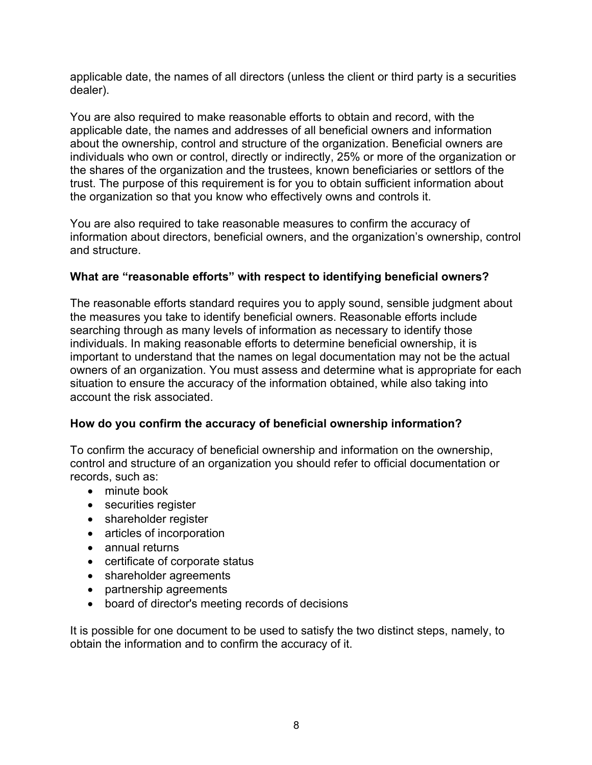applicable date, the names of all directors (unless the client or third party is a securities dealer).

You are also required to make reasonable efforts to obtain and record, with the applicable date, the names and addresses of all beneficial owners and information about the ownership, control and structure of the organization. Beneficial owners are individuals who own or control, directly or indirectly, 25% or more of the organization or the shares of the organization and the trustees, known beneficiaries or settlors of the trust. The purpose of this requirement is for you to obtain sufficient information about the organization so that you know who effectively owns and controls it.

You are also required to take reasonable measures to confirm the accuracy of information about directors, beneficial owners, and the organization's ownership, control and structure.

**What are "reasonable efforts" with respect to identifying beneficial owners?**

The reasonable efforts standard requires you to apply sound, sensible judgment about the measures you take to identify beneficial owners. Reasonable efforts include searching through as many levels of information as necessary to identify those individuals. In making reasonable efforts to determine beneficial ownership, it is important to understand that the names on legal documentation may not be the actual owners of an organization. You must assess and determine what is appropriate for each situation to ensure the accuracy of the information obtained, while also taking into account the risk associated.

**How do you confirm the accuracy of beneficial ownership information?**

To confirm the accuracy of beneficial ownership and information on the ownership, control and structure of an organization you should refer to official documentation or records, such as:

- minute book
- securities register
- shareholder register
- articles of incorporation
- annual returns
- certificate of corporate status
- shareholder agreements
- partnership agreements
- board of director's meeting records of decisions

It is possible for one document to be used to satisfy the two distinct steps, namely, to obtain the information and to confirm the accuracy of it.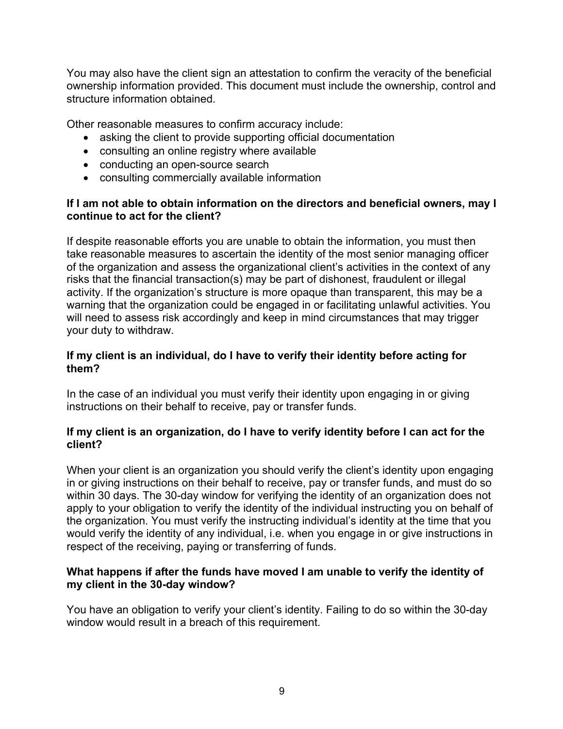You may also have the client sign an attestation to confirm the veracity of the beneficial ownership information provided. This document must include the ownership, control and structure information obtained.

Other reasonable measures to confirm accuracy include:

- asking the client to provide supporting official documentation
- consulting an online registry where available
- conducting an open-source search
- consulting commercially available information

**If I am not able to obtain information on the directors and beneficial owners, may I continue to act for the client?**

If despite reasonable efforts you are unable to obtain the information, you must then take reasonable measures to ascertain the identity of the most senior managing officer of the organization and assess the organizational client's activities in the context of any risks that the financial transaction(s) may be part of dishonest, fraudulent or illegal activity. If the organization's structure is more opaque than transparent, this may be a warning that the organization could be engaged in or facilitating unlawful activities. You will need to assess risk accordingly and keep in mind circumstances that may trigger your duty to withdraw.

**If my client is an individual, do I have to verify their identity before acting for them?**

In the case of an individual you must verify their identity upon engaging in or giving instructions on their behalf to receive, pay or transfer funds.

**If my client is an organization, do I have to verify identity before I can act for the client?**

When your client is an organization you should verify the client's identity upon engaging in or giving instructions on their behalf to receive, pay or transfer funds, and must do so within 30 days. The 30-day window for verifying the identity of an organization does not apply to your obligation to verify the identity of the individual instructing you on behalf of the organization. You must verify the instructing individual's identity at the time that you would verify the identity of any individual, i.e. when you engage in or give instructions in respect of the receiving, paying or transferring of funds.

**What happens if after the funds have moved I am unable to verify the identity of my client in the 30-day window?**

You have an obligation to verify your client's identity. Failing to do so within the 30-day window would result in a breach of this requirement.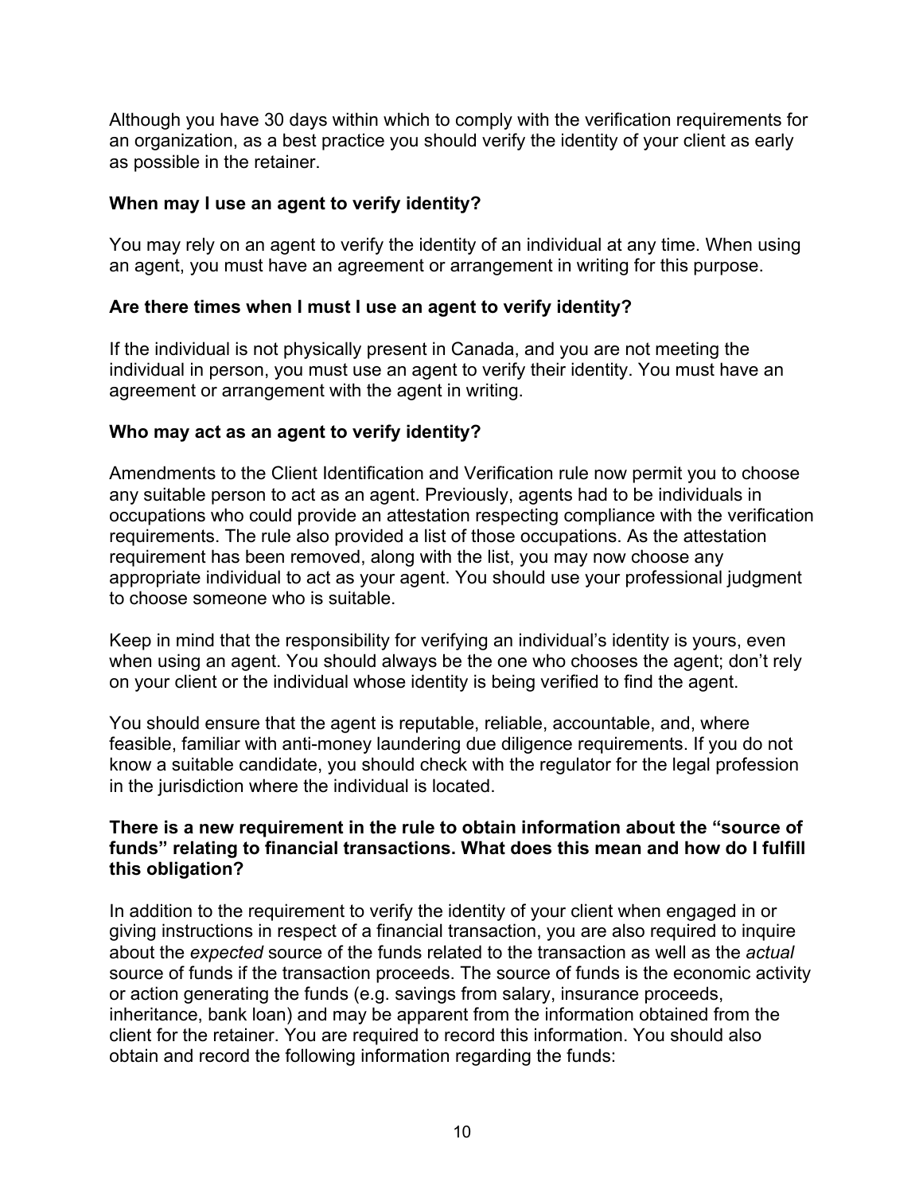Although you have 30 days within which to comply with the verification requirements for an organization, as a best practice you should verify the identity of your client as early as possible in the retainer.

**When may I use an agent to verify identity?**

You may rely on an agent to verify the identity of an individual at any time. When using an agent, you must have an agreement or arrangement in writing for this purpose.

**Are there times when I must I use an agent to verify identity?**

If the individual is not physically present in Canada, and you are not meeting the individual in person, you must use an agent to verify their identity. You must have an agreement or arrangement with the agent in writing.

**Who may act as an agent to verify identity?**

Amendments to the Client Identification and Verification rule now permit you to choose any suitable person to act as an agent. Previously, agents had to be individuals in occupations who could provide an attestation respecting compliance with the verification requirements. The rule also provided a list of those occupations. As the attestation requirement has been removed, along with the list, you may now choose any appropriate individual to act as your agent. You should use your professional judgment to choose someone who is suitable.

Keep in mind that the responsibility for verifying an individual's identity is yours, even when using an agent. You should always be the one who chooses the agent; don't rely on your client or the individual whose identity is being verified to find the agent.

You should ensure that the agent is reputable, reliable, accountable, and, where feasible, familiar with anti-money laundering due diligence requirements. If you do not know a suitable candidate, you should check with the regulator for the legal profession in the jurisdiction where the individual is located.

**There is a new requirement in the rule to obtain information about the "source of funds" relating to financial transactions. What does this mean and how do I fulfill this obligation?**

In addition to the requirement to verify the identity of your client when engaged in or giving instructions in respect of a financial transaction, you are also required to inquire about the *expected* source of the funds related to the transaction as well as the *actual* source of funds if the transaction proceeds. The source of funds is the economic activity or action generating the funds (e.g. savings from salary, insurance proceeds, inheritance, bank loan) and may be apparent from the information obtained from the client for the retainer. You are required to record this information. You should also obtain and record the following information regarding the funds: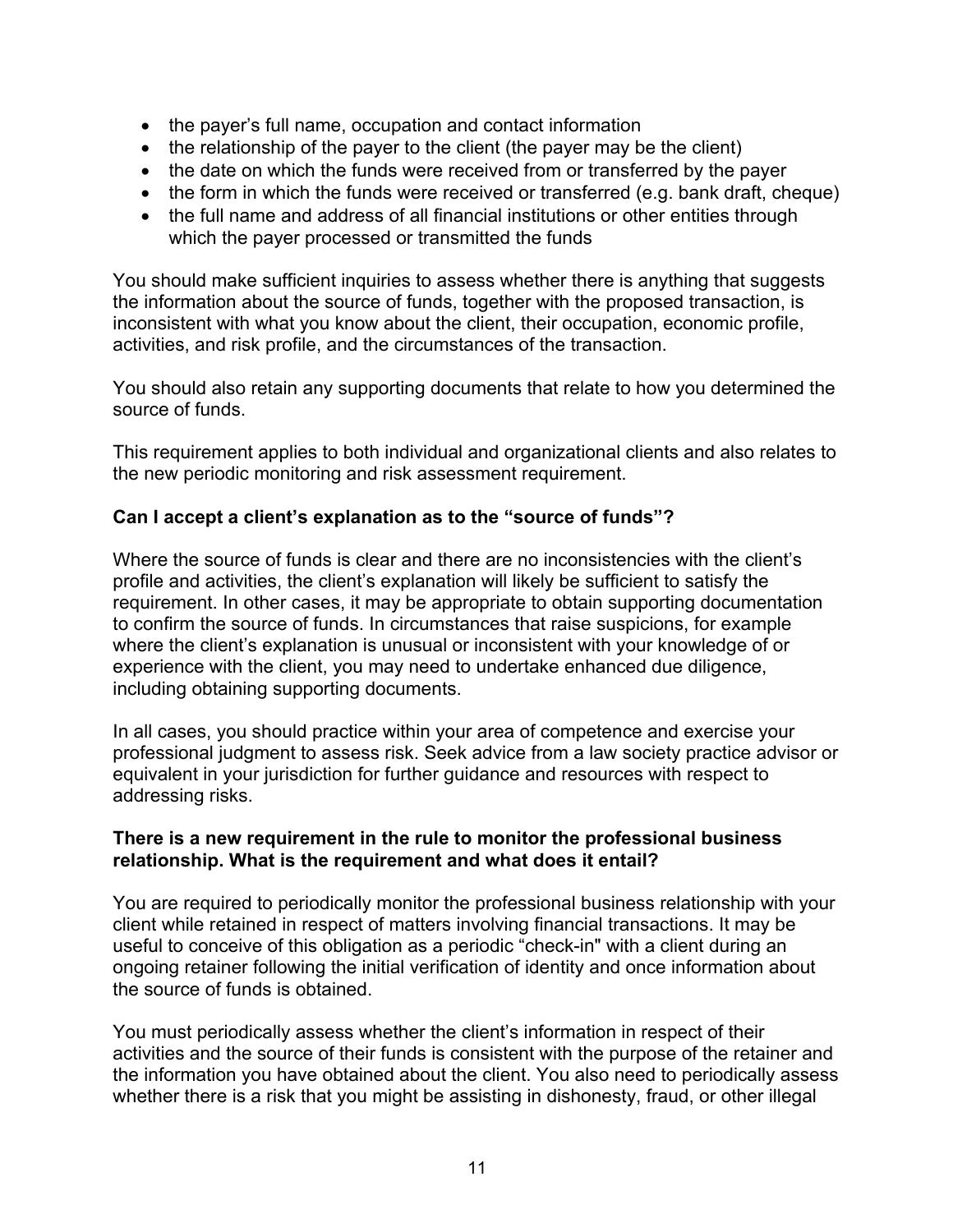- the payer's full name, occupation and contact information
- the relationship of the payer to the client (the payer may be the client)
- the date on which the funds were received from or transferred by the payer
- the form in which the funds were received or transferred (e.g. bank draft, cheque)
- the full name and address of all financial institutions or other entities through which the payer processed or transmitted the funds

You should make sufficient inquiries to assess whether there is anything that suggests the information about the source of funds, together with the proposed transaction, is inconsistent with what you know about the client, their occupation, economic profile, activities, and risk profile, and the circumstances of the transaction.

You should also retain any supporting documents that relate to how you determined the source of funds.

This requirement applies to both individual and organizational clients and also relates to the new periodic monitoring and risk assessment requirement.

**Can I accept a client's explanation as to the "source of funds"?**

Where the source of funds is clear and there are no inconsistencies with the client's profile and activities, the client's explanation will likely be sufficient to satisfy the requirement. In other cases, it may be appropriate to obtain supporting documentation to confirm the source of funds. In circumstances that raise suspicions, for example where the client's explanation is unusual or inconsistent with your knowledge of or experience with the client, you may need to undertake enhanced due diligence, including obtaining supporting documents.

In all cases, you should practice within your area of competence and exercise your professional judgment to assess risk. Seek advice from a law society practice advisor or equivalent in your jurisdiction for further guidance and resources with respect to addressing risks.

**There is a new requirement in the rule to monitor the professional business relationship. What is the requirement and what does it entail?**

You are required to periodically monitor the professional business relationship with your client while retained in respect of matters involving financial transactions. It may be useful to conceive of this obligation as a periodic "check-in" with a client during an ongoing retainer following the initial verification of identity and once information about the source of funds is obtained.

You must periodically assess whether the client's information in respect of their activities and the source of their funds is consistent with the purpose of the retainer and the information you have obtained about the client. You also need to periodically assess whether there is a risk that you might be assisting in dishonesty, fraud, or other illegal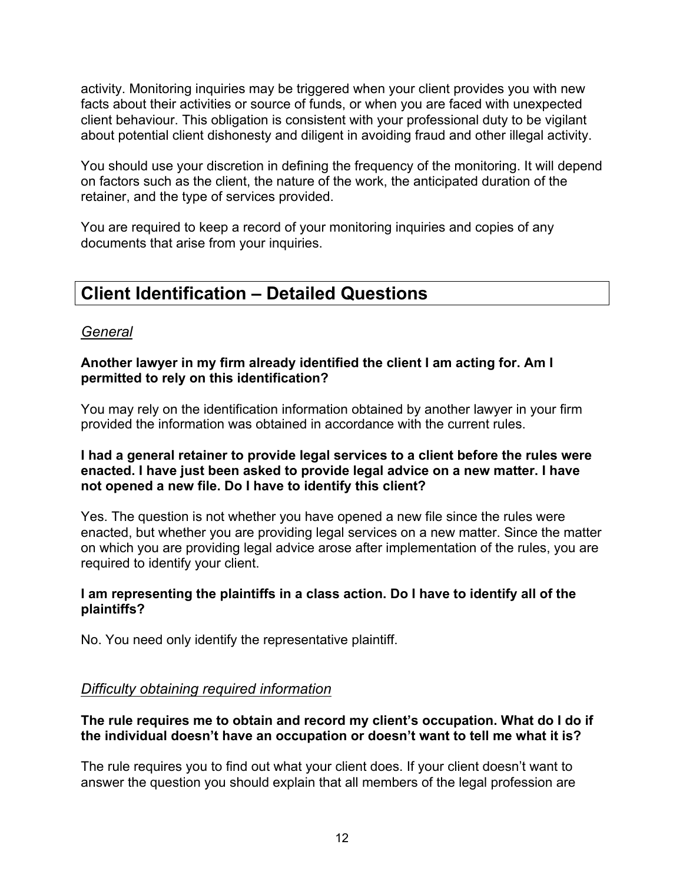activity. Monitoring inquiries may be triggered when your client provides you with new facts about their activities or source of funds, or when you are faced with unexpected client behaviour. This obligation is consistent with your professional duty to be vigilant about potential client dishonesty and diligent in avoiding fraud and other illegal activity.

You should use your discretion in defining the frequency of the monitoring. It will depend on factors such as the client, the nature of the work, the anticipated duration of the retainer, and the type of services provided.

You are required to keep a record of your monitoring inquiries and copies of any documents that arise from your inquiries.

## Client Identification – Detailed Questions

### *General*

**Another lawyer in my firm already identified the client I am acting for. Am I permitted to rely on this identification?**

You may rely on the identification information obtained by another lawyer in your firm provided the information was obtained in accordance with the current rules.

**I had a general retainer to provide legal services to a client before the rules were enacted. I have just been asked to provide legal advice on a new matter. I have not opened a new file. Do I have to identify this client?**

Yes. The question is not whether you have opened a new file since the rules were enacted, but whether you are providing legal services on a new matter. Since the matter on which you are providing legal advice arose after implementation of the rules, you are required to identify your client.

**I am representing the plaintiffs in a class action. Do I have to identify all of the plaintiffs?**

No. You need only identify the representative plaintiff.

### *Difficulty obtaining required information*

**The rule requires me to obtain and record my client's occupation. What do I do if the individual doesn't have an occupation or doesn't want to tell me what it is?**

The rule requires you to find out what your client does. If your client doesn't want to answer the question you should explain that all members of the legal profession are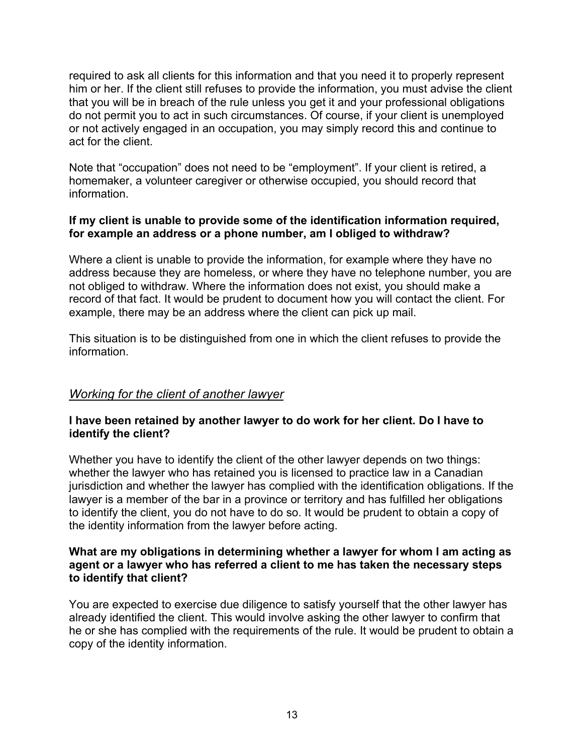required to ask all clients for this information and that you need it to properly represent him or her. If the client still refuses to provide the information, you must advise the client that you will be in breach of the rule unless you get it and your professional obligations do not permit you to act in such circumstances. Of course, if your client is unemployed or not actively engaged in an occupation, you may simply record this and continue to act for the client.

Note that “occupation” does not need to be “employment”. If your client is retired, a homemaker, a volunteer caregiver or otherwise occupied, you should record that information.

**If my client is unable to provide some of the identification information required, for example an address or a phone number, am I obliged to withdraw?**

Where a client is unable to provide the information, for example where they have no address because they are homeless, or where they have no telephone number, you are not obliged to withdraw. Where the information does not exist, you should make a record of that fact. It would be prudent to document how you will contact the client. For example, there may be an address where the client can pick up mail.

This situation is to be distinguished from one in which the client refuses to provide the information.

*Working for the client of another lawyer*

**I have been retained by another lawyer to do work for her client. Do I have to identify the client?**

Whether you have to identify the client of the other lawyer depends on two things: whether the lawyer who has retained you is licensed to practice law in a Canadian jurisdiction and whether the lawyer has complied with the identification obligations. If the lawyer is a member of the bar in a province or territory and has fulfilled her obligations to identify the client, you do not have to do so. It would be prudent to obtain a copy of the identity information from the lawyer before acting.

**What are my obligations in determining whether a lawyer for whom I am acting as agent or a lawyer who has referred a client to me has taken the necessary steps to identify that client?**

You are expected to exercise due diligence to satisfy yourself that the other lawyer has already identified the client. This would involve asking the other lawyer to confirm that he or she has complied with the requirements of the rule. It would be prudent to obtain a copy of the identity information.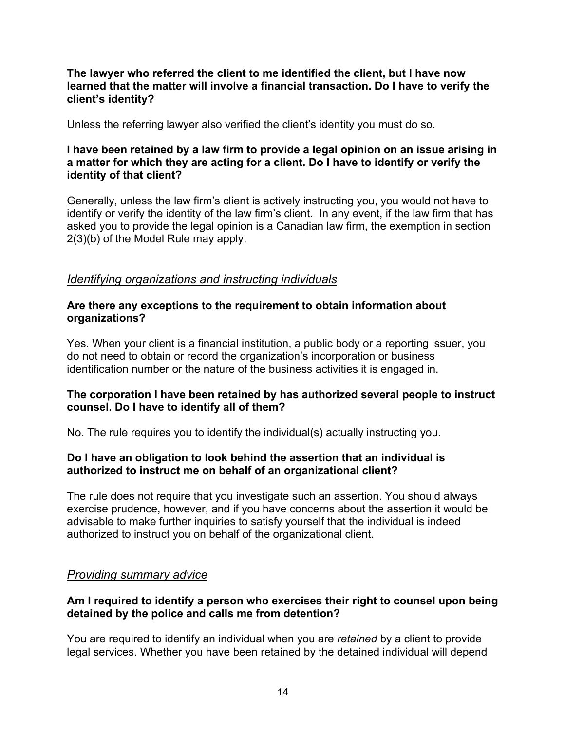**The lawyer who referred the client to me identified the client, but I have now learned that the matter will involve a financial transaction. Do I have to verify the client's identity?**

Unless the referring lawyer also verified the client's identity you must do so.

**I have been retained by a law firm to provide a legal opinion on an issue arising in a matter for which they are acting for a client. Do I have to identify or verify the identity of that client?**

Generally, unless the law firm's client is actively instructing you, you would not have to identify or verify the identity of the law firm's client. In any event, if the law firm that has asked you to provide the legal opinion is a Canadian law firm, the exemption in section 2(3)(b) of the Model Rule may apply.

## *Identifying organizations and instructing individuals*

**Are there any exceptions to the requirement to obtain information about organizations?**

Yes. When your client is a financial institution, a public body or a reporting issuer, you do not need to obtain or record the organization's incorporation or business identification number or the nature of the business activities it is engaged in.

**The corporation I have been retained by has authorized several people to instruct counsel. Do I have to identify all of them?**

No. The rule requires you to identify the individual(s) actually instructing you.

**Do I have an obligation to look behind the assertion that an individual is authorized to instruct me on behalf of an organizational client?**

The rule does not require that you investigate such an assertion. You should always exercise prudence, however, and if you have concerns about the assertion it would be advisable to make further inquiries to satisfy yourself that the individual is indeed authorized to instruct you on behalf of the organizational client.

## *Providing summary advice*

**Am I required to identify a person who exercises their right to counsel upon being detained by the police and calls me from detention?**

You are required to identify an individual when you are *retained* by a client to provide legal services. Whether you have been retained by the detained individual will depend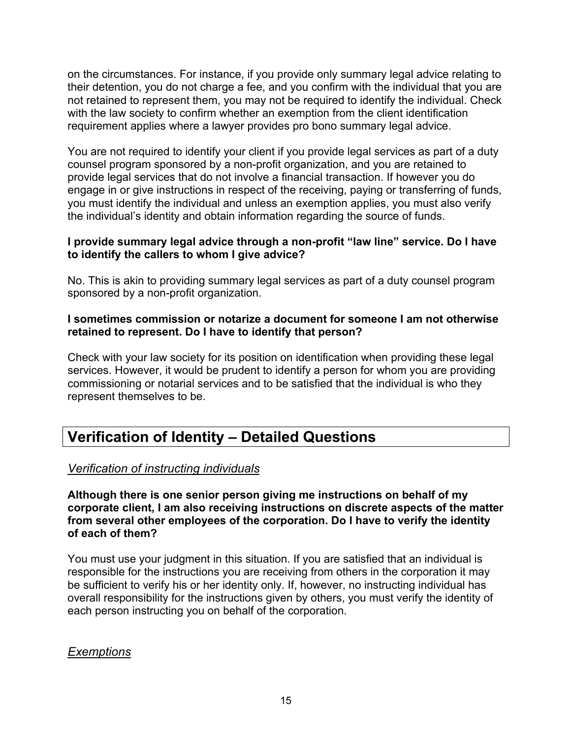on the circumstances. For instance, if you provide only summary legal advice relating to their detention, you do not charge a fee, and you confirm with the individual that you are not retained to represent them, you may not be required to identify the individual. Check with the law society to confirm whether an exemption from the client identification requirement applies where a lawyer provides pro bono summary legal advice.

You are not required to identify your client if you provide legal services as part of a duty counsel program sponsored by a non-profit organization, and you are retained to provide legal services that do not involve a financial transaction. If however you do engage in or give instructions in respect of the receiving, paying or transferring of funds, you must identify the individual and unless an exemption applies, you must also verify the individual's identity and obtain information regarding the source of funds.

**I provide summary legal advice through a non-profit "law line" service. Do I have to identify the callers to whom I give advice?**

No. This is akin to providing summary legal services as part of a duty counsel program sponsored by a non-profit organization.

**I sometimes commission or notarize a document for someone I am not otherwise retained to represent. Do I have to identify that person?**

Check with your law society for its position on identification when providing these legal services. However, it would be prudent to identify a person for whom you are providing commissioning or notarial services and to be satisfied that the individual is who they represent themselves to be.

## Verification of Identity – Detailed Questions

### *Verification of instructing individuals*

**Although there is one senior person giving me instructions on behalf of my corporate client, I am also receiving instructions on discrete aspects of the matter from several other employees of the corporation. Do I have to verify the identity of each of them?**

You must use your judgment in this situation. If you are satisfied that an individual is responsible for the instructions you are receiving from others in the corporation it may be sufficient to verify his or her identity only. If, however, no instructing individual has overall responsibility for the instructions given by others, you must verify the identity of each person instructing you on behalf of the corporation.

### *Exemptions*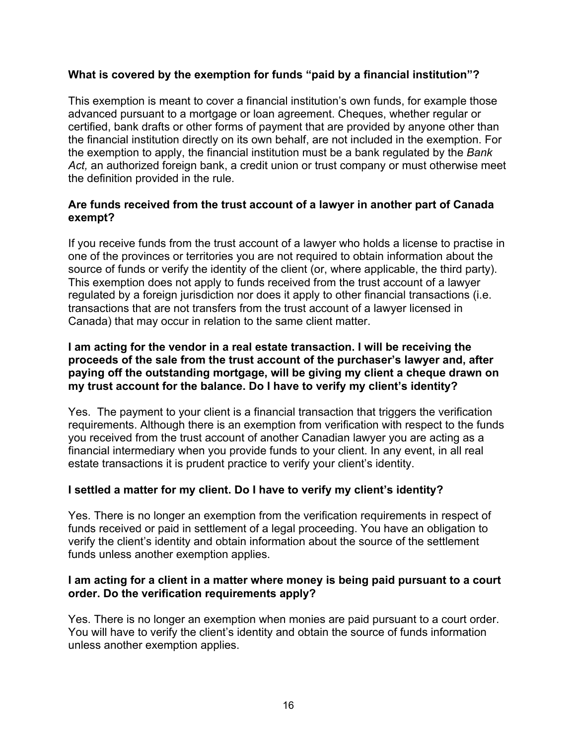**What is covered by the exemption for funds "paid by a financial institution"?**

This exemption is meant to cover a financial institution's own funds, for example those advanced pursuant to a mortgage or loan agreement. Cheques, whether regular or certified, bank drafts or other forms of payment that are provided by anyone other than the financial institution directly on its own behalf, are not included in the exemption. For the exemption to apply, the financial institution must be a bank regulated by the *Bank Act,* an authorized foreign bank, a credit union or trust company or must otherwise meet the definition provided in the rule.

**Are funds received from the trust account of a lawyer in another part of Canada exempt?**

If you receive funds from the trust account of a lawyer who holds a license to practise in one of the provinces or territories you are not required to obtain information about the source of funds or verify the identity of the client (or, where applicable, the third party). This exemption does not apply to funds received from the trust account of a lawyer regulated by a foreign jurisdiction nor does it apply to other financial transactions (i.e. transactions that are not transfers from the trust account of a lawyer licensed in Canada) that may occur in relation to the same client matter.

**I am acting for the vendor in a real estate transaction. I will be receiving the proceeds of the sale from the trust account of the purchaser's lawyer and, after paying off the outstanding mortgage, will be giving my client a cheque drawn on my trust account for the balance. Do I have to verify my client's identity?**

Yes. The payment to your client is a financial transaction that triggers the verification requirements. Although there is an exemption from verification with respect to the funds you received from the trust account of another Canadian lawyer you are acting as a financial intermediary when you provide funds to your client. In any event, in all real estate transactions it is prudent practice to verify your client's identity.

**I settled a matter for my client. Do I have to verify my client's identity?**

Yes. There is no longer an exemption from the verification requirements in respect of funds received or paid in settlement of a legal proceeding. You have an obligation to verify the client's identity and obtain information about the source of the settlement funds unless another exemption applies.

**I am acting for a client in a matter where money is being paid pursuant to a court order. Do the verification requirements apply?**

Yes. There is no longer an exemption when monies are paid pursuant to a court order. You will have to verify the client's identity and obtain the source of funds information unless another exemption applies.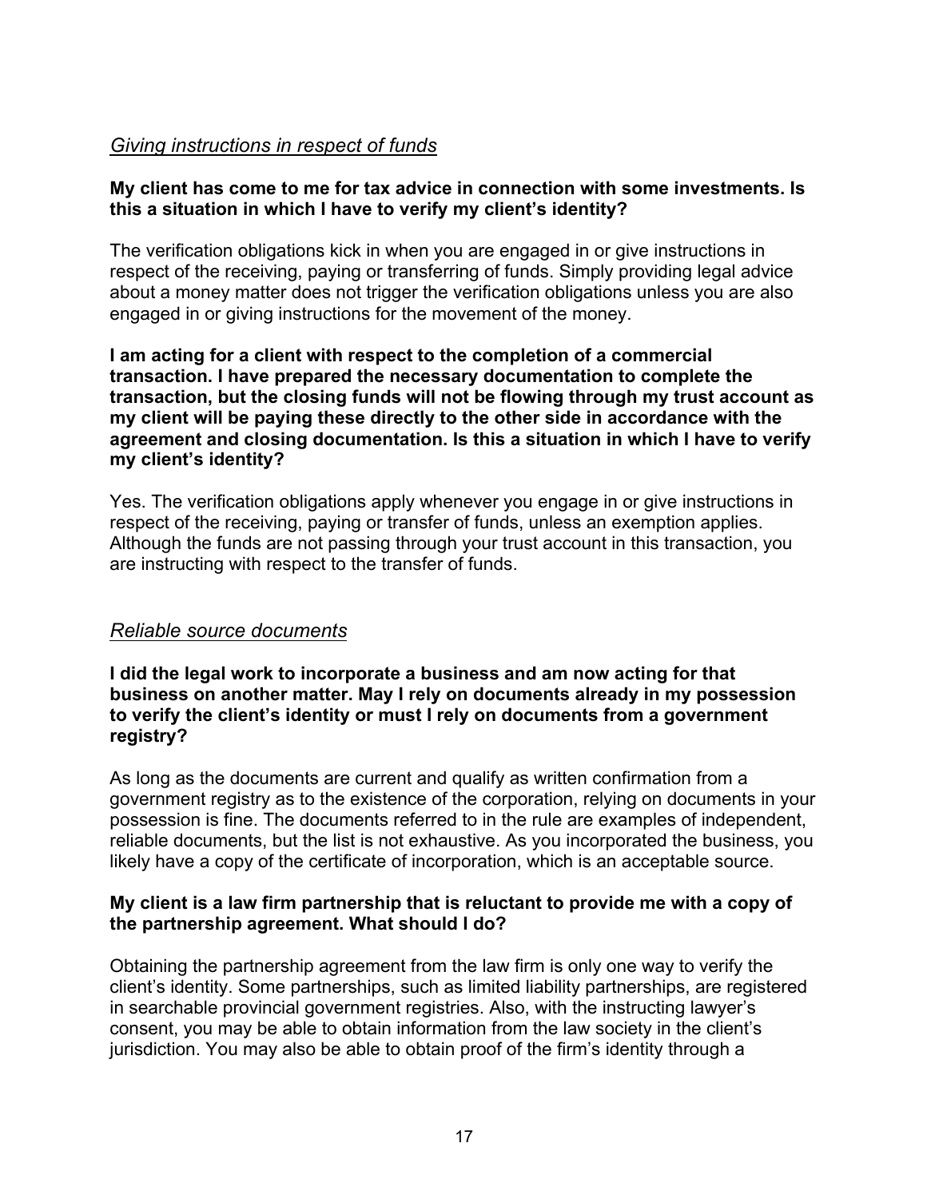*Giving instructions in respect of funds*

**My client has come to me for tax advice in connection with some investments. Is this a situation in which I have to verify my client's identity?**

The verification obligations kick in when you are engaged in or give instructions in respect of the receiving, paying or transferring of funds. Simply providing legal advice about a money matter does not trigger the verification obligations unless you are also engaged in or giving instructions for the movement of the money.

**I am acting for a client with respect to the completion of a commercial transaction. I have prepared the necessary documentation to complete the transaction, but the closing funds will not be flowing through my trust account as my client will be paying these directly to the other side in accordance with the agreement and closing documentation. Is this a situation in which I have to verify my client's identity?**

Yes. The verification obligations apply whenever you engage in or give instructions in respect of the receiving, paying or transfer of funds, unless an exemption applies. Although the funds are not passing through your trust account in this transaction, you are instructing with respect to the transfer of funds.

*Reliable source documents*

**I did the legal work to incorporate a business and am now acting for that business on another matter. May I rely on documents already in my possession to verify the client's identity or must I rely on documents from a government registry?**

As long as the documents are current and qualify as written confirmation from a government registry as to the existence of the corporation, relying on documents in your possession is fine. The documents referred to in the rule are examples of independent, reliable documents, but the list is not exhaustive. As you incorporated the business, you likely have a copy of the certificate of incorporation, which is an acceptable source.

**My client is a law firm partnership that is reluctant to provide me with a copy of the partnership agreement. What should I do?**

Obtaining the partnership agreement from the law firm is only one way to verify the client's identity. Some partnerships, such as limited liability partnerships, are registered in searchable provincial government registries. Also, with the instructing lawyer's consent, you may be able to obtain information from the law society in the client's jurisdiction. You may also be able to obtain proof of the firm's identity through a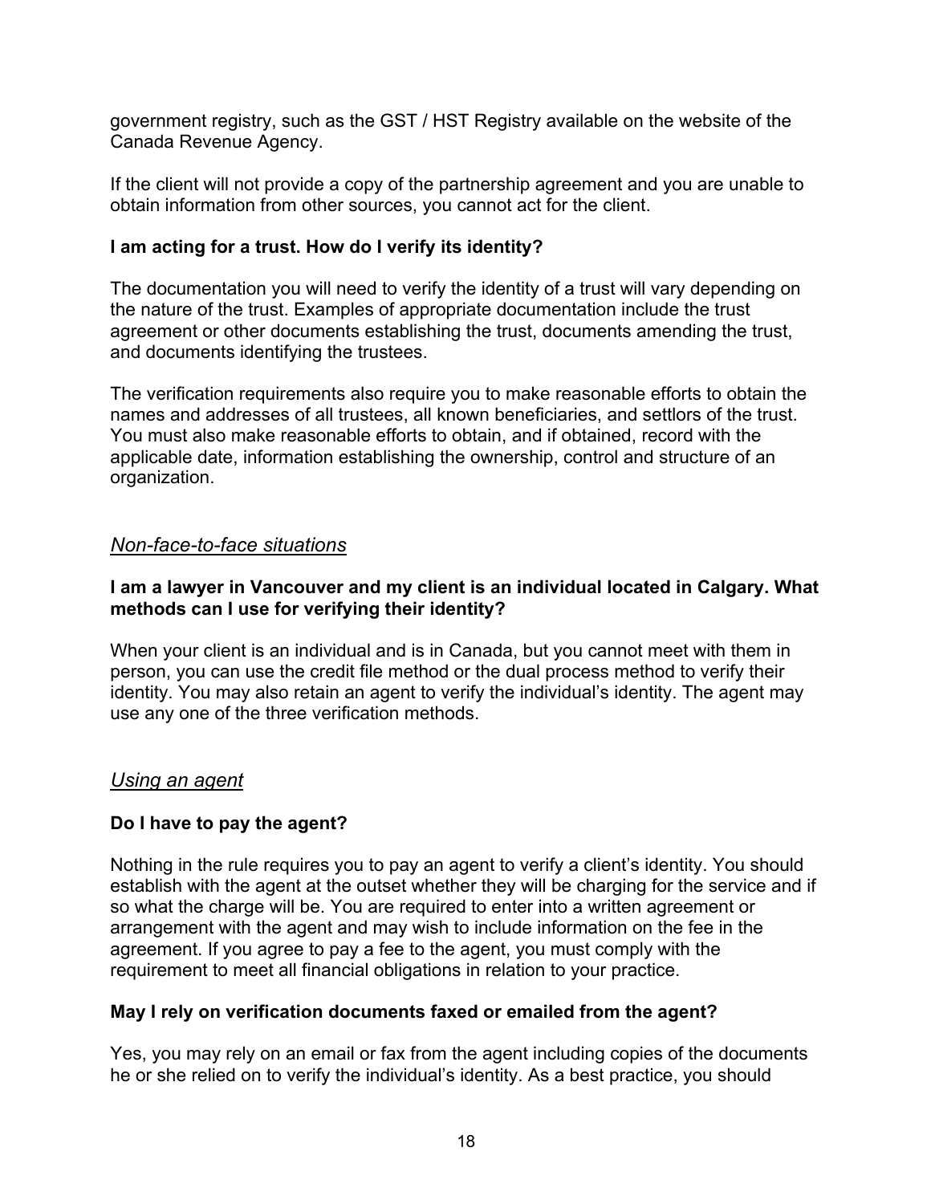government registry, such as the GST / HST Registry available on the website of the Canada Revenue Agency.

If the client will not provide a copy of the partnership agreement and you are unable to obtain information from other sources, you cannot act for the client.

**I am acting for a trust. How do I verify its identity?**

The documentation you will need to verify the identity of a trust will vary depending on the nature of the trust. Examples of appropriate documentation include the trust agreement or other documents establishing the trust, documents amending the trust, and documents identifying the trustees.

The verification requirements also require you to make reasonable efforts to obtain the names and addresses of all trustees, all known beneficiaries, and settlors of the trust. You must also make reasonable efforts to obtain, and if obtained, record with the applicable date, information establishing the ownership, control and structure of an organization.

*Non-face-to-face situations*

**I am a lawyer in Vancouver and my client is an individual located in Calgary. What methods can I use for verifying their identity?**

When your client is an individual and is in Canada, but you cannot meet with them in person, you can use the credit file method or the dual process method to verify their identity. You may also retain an agent to verify the individual's identity. The agent may use any one of the three verification methods.

*Using an agent*

**Do I have to pay the agent?**

Nothing in the rule requires you to pay an agent to verify a client's identity. You should establish with the agent at the outset whether they will be charging for the service and if so what the charge will be. You are required to enter into a written agreement or arrangement with the agent and may wish to include information on the fee in the agreement. If you agree to pay a fee to the agent, you must comply with the requirement to meet all financial obligations in relation to your practice.

**May I rely on verification documents faxed or emailed from the agent?**

Yes, you may rely on an email or fax from the agent including copies of the documents he or she relied on to verify the individual's identity. As a best practice, you should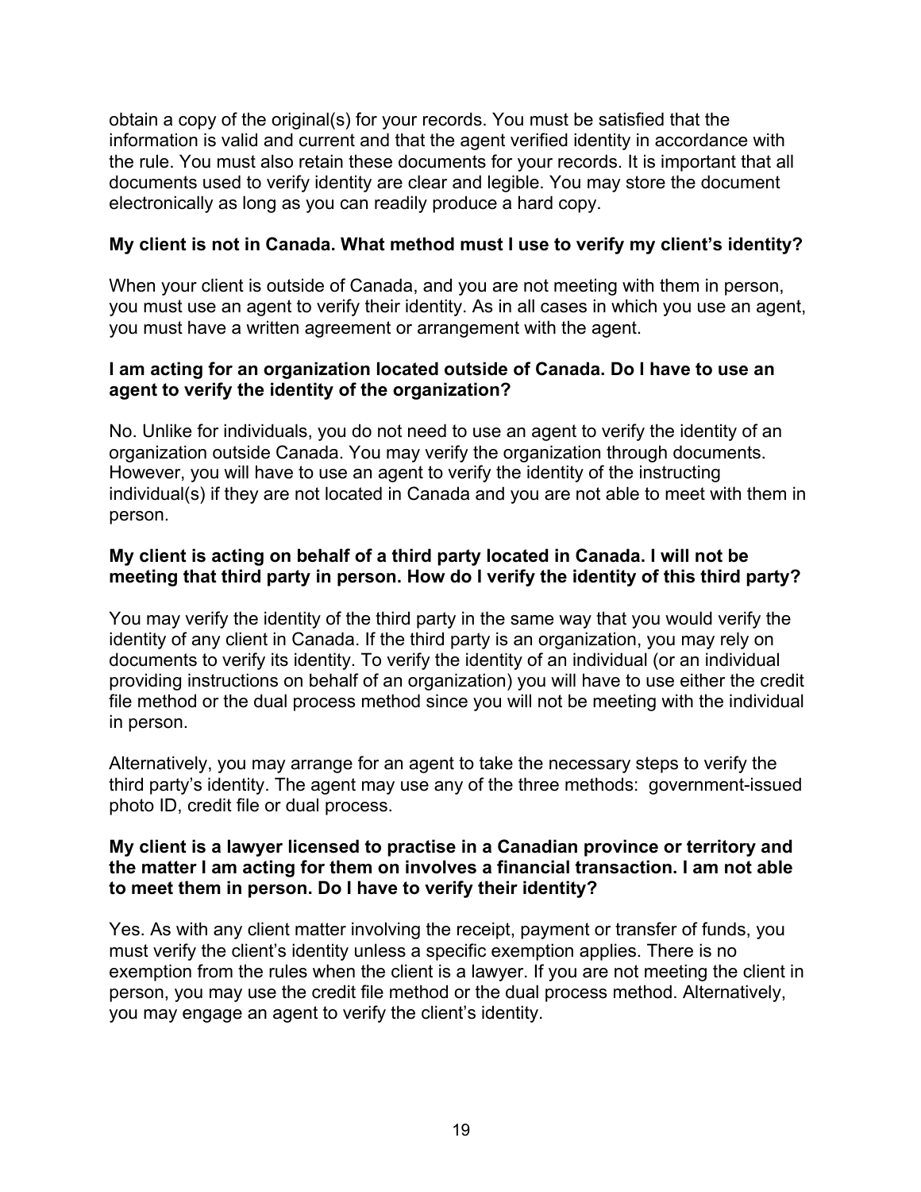obtain a copy of the original(s) for your records. You must be satisfied that the information is valid and current and that the agent verified identity in accordance with the rule. You must also retain these documents for your records. It is important that all documents used to verify identity are clear and legible. You may store the document electronically as long as you can readily produce a hard copy.

**My client is not in Canada. What method must I use to verify my client's identity?**

When your client is outside of Canada, and you are not meeting with them in person, you must use an agent to verify their identity. As in all cases in which you use an agent, you must have a written agreement or arrangement with the agent.

**I am acting for an organization located outside of Canada. Do I have to use an agent to verify the identity of the organization?**

No. Unlike for individuals, you do not need to use an agent to verify the identity of an organization outside Canada. You may verify the organization through documents. However, you will have to use an agent to verify the identity of the instructing individual(s) if they are not located in Canada and you are not able to meet with them in person.

**My client is acting on behalf of a third party located in Canada. I will not be meeting that third party in person. How do I verify the identity of this third party?**

You may verify the identity of the third party in the same way that you would verify the identity of any client in Canada. If the third party is an organization, you may rely on documents to verify its identity. To verify the identity of an individual (or an individual providing instructions on behalf of an organization) you will have to use either the credit file method or the dual process method since you will not be meeting with the individual in person.

Alternatively, you may arrange for an agent to take the necessary steps to verify the third party's identity. The agent may use any of the three methods: government-issued photo ID, credit file or dual process.

**My client is a lawyer licensed to practise in a Canadian province or territory and the matter I am acting for them on involves a financial transaction. I am not able to meet them in person. Do I have to verify their identity?**

Yes. As with any client matter involving the receipt, payment or transfer of funds, you must verify the client's identity unless a specific exemption applies. There is no exemption from the rules when the client is a lawyer. If you are not meeting the client in person, you may use the credit file method or the dual process method. Alternatively, you may engage an agent to verify the client's identity.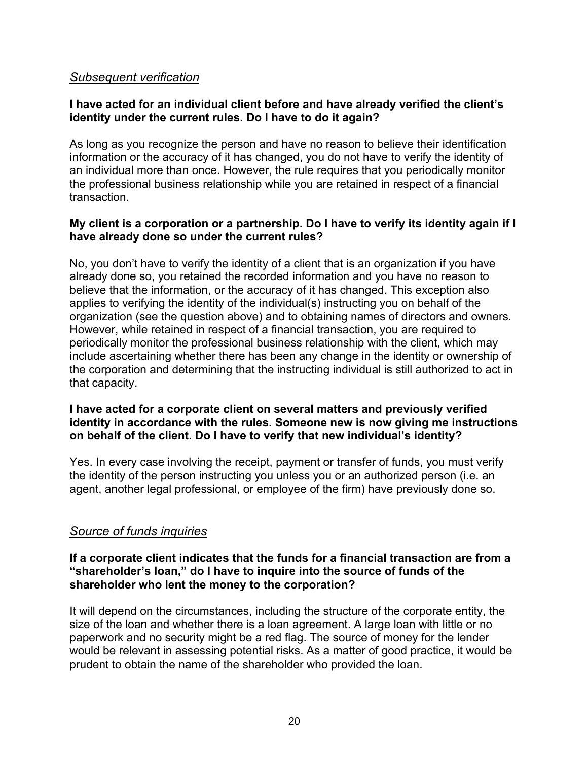*Subsequent verification*

**I have acted for an individual client before and have already verified the client's identity under the current rules. Do I have to do it again?**

As long as you recognize the person and have no reason to believe their identification information or the accuracy of it has changed, you do not have to verify the identity of an individual more than once. However, the rule requires that you periodically monitor the professional business relationship while you are retained in respect of a financial transaction.

**My client is a corporation or a partnership. Do I have to verify its identity again if I have already done so under the current rules?**

No, you don't have to verify the identity of a client that is an organization if you have already done so, you retained the recorded information and you have no reason to believe that the information, or the accuracy of it has changed. This exception also applies to verifying the identity of the individual(s) instructing you on behalf of the organization (see the question above) and to obtaining names of directors and owners. However, while retained in respect of a financial transaction, you are required to periodically monitor the professional business relationship with the client, which may include ascertaining whether there has been any change in the identity or ownership of the corporation and determining that the instructing individual is still authorized to act in that capacity.

**I have acted for a corporate client on several matters and previously verified identity in accordance with the rules. Someone new is now giving me instructions on behalf of the client. Do I have to verify that new individual's identity?**

Yes. In every case involving the receipt, payment or transfer of funds, you must verify the identity of the person instructing you unless you or an authorized person (i.e. an agent, another legal professional, or employee of the firm) have previously done so.

*Source of funds inquiries*

**If a corporate client indicates that the funds for a financial transaction are from a "shareholder's loan," do I have to inquire into the source of funds of the shareholder who lent the money to the corporation?**

It will depend on the circumstances, including the structure of the corporate entity, the size of the loan and whether there is a loan agreement. A large loan with little or no paperwork and no security might be a red flag. The source of money for the lender would be relevant in assessing potential risks. As a matter of good practice, it would be prudent to obtain the name of the shareholder who provided the loan.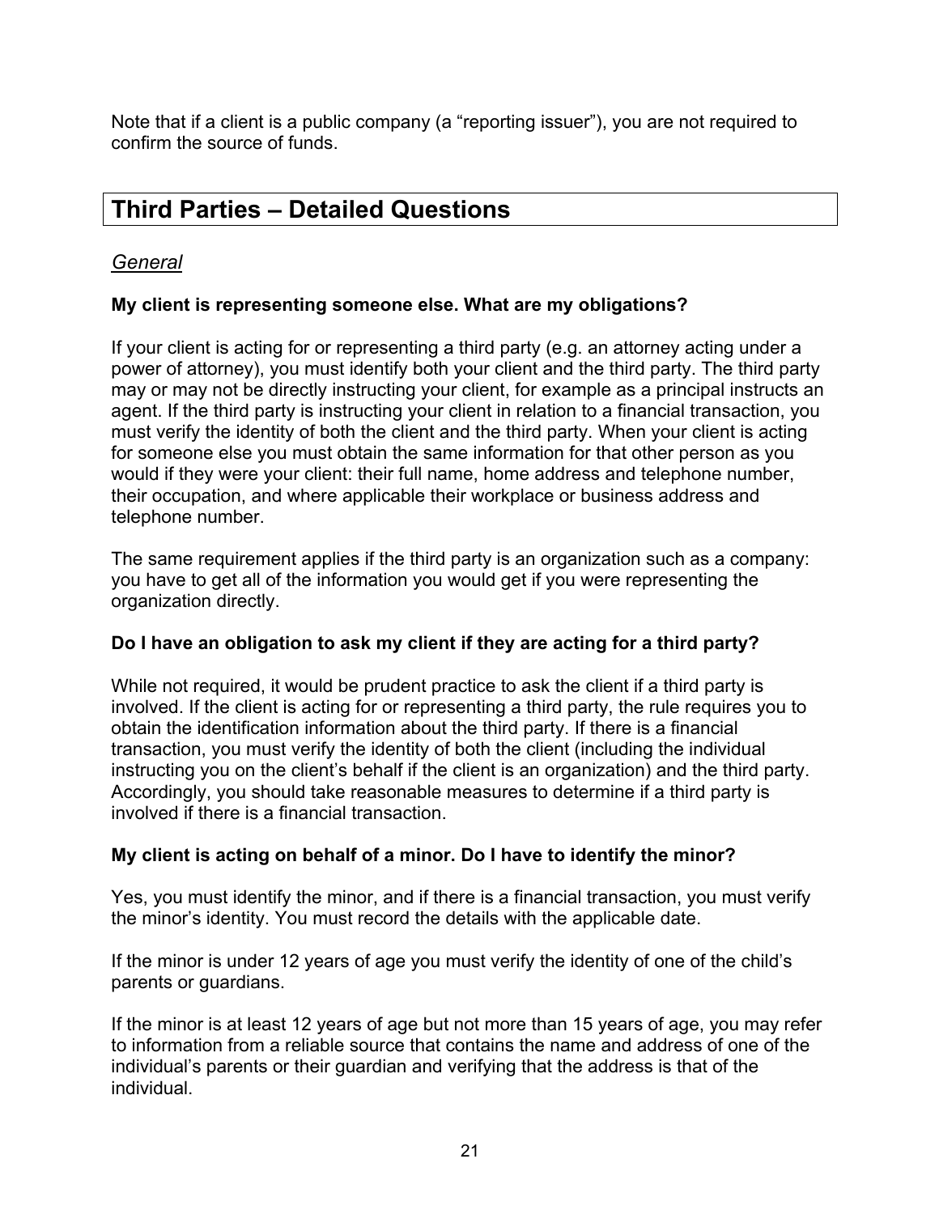Note that if a client is a public company (a “reporting issuer”), you are not required to confirm the source of funds.

## Third Parties – Detailed Questions

### *General*

**My client is representing someone else. What are my obligations?**

If your client is acting for or representing a third party (e.g. an attorney acting under a power of attorney), you must identify both your client and the third party. The third party may or may not be directly instructing your client, for example as a principal instructs an agent. If the third party is instructing your client in relation to a financial transaction, you must verify the identity of both the client and the third party. When your client is acting for someone else you must obtain the same information for that other person as you would if they were your client: their full name, home address and telephone number, their occupation, and where applicable their workplace or business address and telephone number.

The same requirement applies if the third party is an organization such as a company: you have to get all of the information you would get if you were representing the organization directly.

**Do I have an obligation to ask my client if they are acting for a third party?**

While not required, it would be prudent practice to ask the client if a third party is involved. If the client is acting for or representing a third party, the rule requires you to obtain the identification information about the third party. If there is a financial transaction, you must verify the identity of both the client (including the individual instructing you on the client’s behalf if the client is an organization) and the third party. Accordingly, you should take reasonable measures to determine if a third party is involved if there is a financial transaction.

**My client is acting on behalf of a minor. Do I have to identify the minor?**

Yes, you must identify the minor, and if there is a financial transaction, you must verify the minor’s identity. You must record the details with the applicable date.

If the minor is under 12 years of age you must verify the identity of one of the child’s parents or guardians.

If the minor is at least 12 years of age but not more than 15 years of age, you may refer to information from a reliable source that contains the name and address of one of the individual’s parents or their guardian and verifying that the address is that of the individual.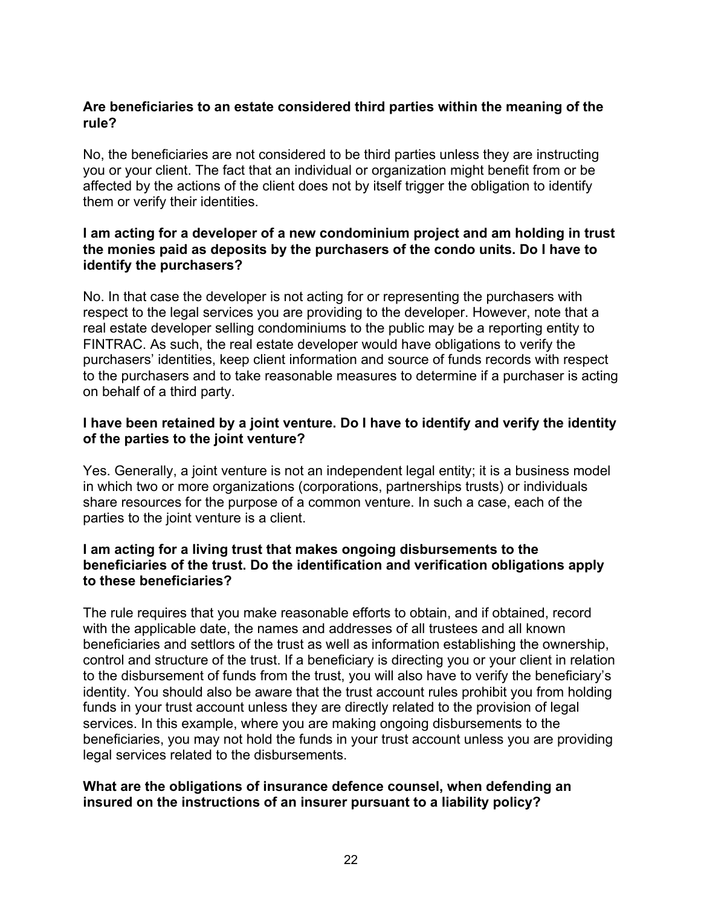**Are beneficiaries to an estate considered third parties within the meaning of the rule?**

No, the beneficiaries are not considered to be third parties unless they are instructing you or your client. The fact that an individual or organization might benefit from or be affected by the actions of the client does not by itself trigger the obligation to identify them or verify their identities.

**I am acting for a developer of a new condominium project and am holding in trust the monies paid as deposits by the purchasers of the condo units. Do I have to identify the purchasers?**

No. In that case the developer is not acting for or representing the purchasers with respect to the legal services you are providing to the developer. However, note that a real estate developer selling condominiums to the public may be a reporting entity to FINTRAC. As such, the real estate developer would have obligations to verify the purchasers' identities, keep client information and source of funds records with respect to the purchasers and to take reasonable measures to determine if a purchaser is acting on behalf of a third party.

**I have been retained by a joint venture. Do I have to identify and verify the identity of the parties to the joint venture?**

Yes. Generally, a joint venture is not an independent legal entity; it is a business model in which two or more organizations (corporations, partnerships trusts) or individuals share resources for the purpose of a common venture. In such a case, each of the parties to the joint venture is a client.

**I am acting for a living trust that makes ongoing disbursements to the beneficiaries of the trust. Do the identification and verification obligations apply to these beneficiaries?**

The rule requires that you make reasonable efforts to obtain, and if obtained, record with the applicable date, the names and addresses of all trustees and all known beneficiaries and settlors of the trust as well as information establishing the ownership, control and structure of the trust. If a beneficiary is directing you or your client in relation to the disbursement of funds from the trust, you will also have to verify the beneficiary's identity. You should also be aware that the trust account rules prohibit you from holding funds in your trust account unless they are directly related to the provision of legal services. In this example, where you are making ongoing disbursements to the beneficiaries, you may not hold the funds in your trust account unless you are providing legal services related to the disbursements.

**What are the obligations of insurance defence counsel, when defending an insured on the instructions of an insurer pursuant to a liability policy?**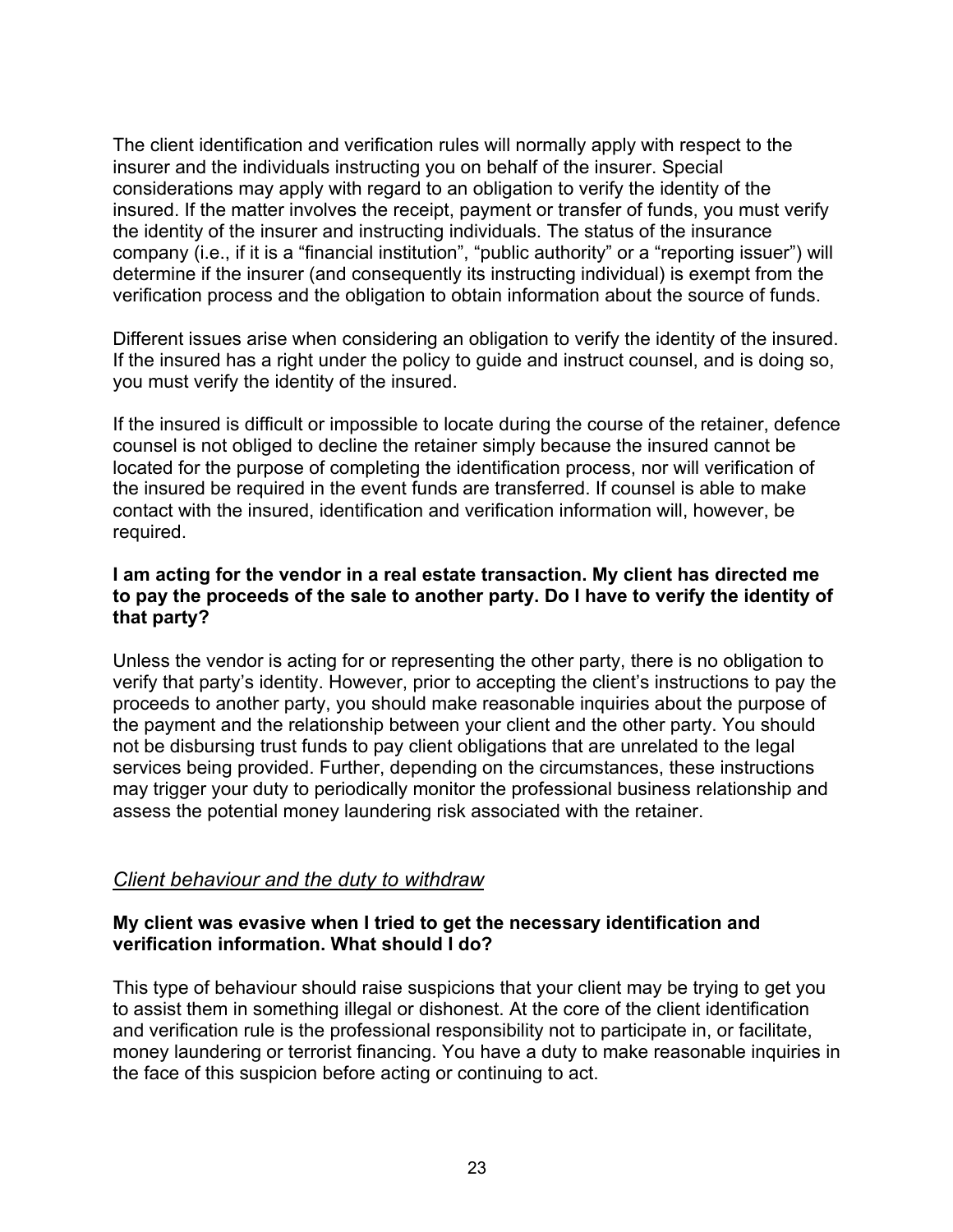The client identification and verification rules will normally apply with respect to the insurer and the individuals instructing you on behalf of the insurer. Special considerations may apply with regard to an obligation to verify the identity of the insured. If the matter involves the receipt, payment or transfer of funds, you must verify the identity of the insurer and instructing individuals. The status of the insurance company (i.e., if it is a "financial institution", "public authority" or a "reporting issuer") will determine if the insurer (and consequently its instructing individual) is exempt from the verification process and the obligation to obtain information about the source of funds.

Different issues arise when considering an obligation to verify the identity of the insured. If the insured has a right under the policy to guide and instruct counsel, and is doing so, you must verify the identity of the insured.

If the insured is difficult or impossible to locate during the course of the retainer, defence counsel is not obliged to decline the retainer simply because the insured cannot be located for the purpose of completing the identification process, nor will verification of the insured be required in the event funds are transferred. If counsel is able to make contact with the insured, identification and verification information will, however, be required.

**I am acting for the vendor in a real estate transaction. My client has directed me to pay the proceeds of the sale to another party. Do I have to verify the identity of that party?**

Unless the vendor is acting for or representing the other party, there is no obligation to verify that party's identity. However, prior to accepting the client's instructions to pay the proceeds to another party, you should make reasonable inquiries about the purpose of the payment and the relationship between your client and the other party. You should not be disbursing trust funds to pay client obligations that are unrelated to the legal services being provided. Further, depending on the circumstances, these instructions may trigger your duty to periodically monitor the professional business relationship and assess the potential money laundering risk associated with the retainer.

## *Client behaviour and the duty to withdraw*

**My client was evasive when I tried to get the necessary identification and verification information. What should I do?**

This type of behaviour should raise suspicions that your client may be trying to get you to assist them in something illegal or dishonest. At the core of the client identification and verification rule is the professional responsibility not to participate in, or facilitate, money laundering or terrorist financing. You have a duty to make reasonable inquiries in the face of this suspicion before acting or continuing to act.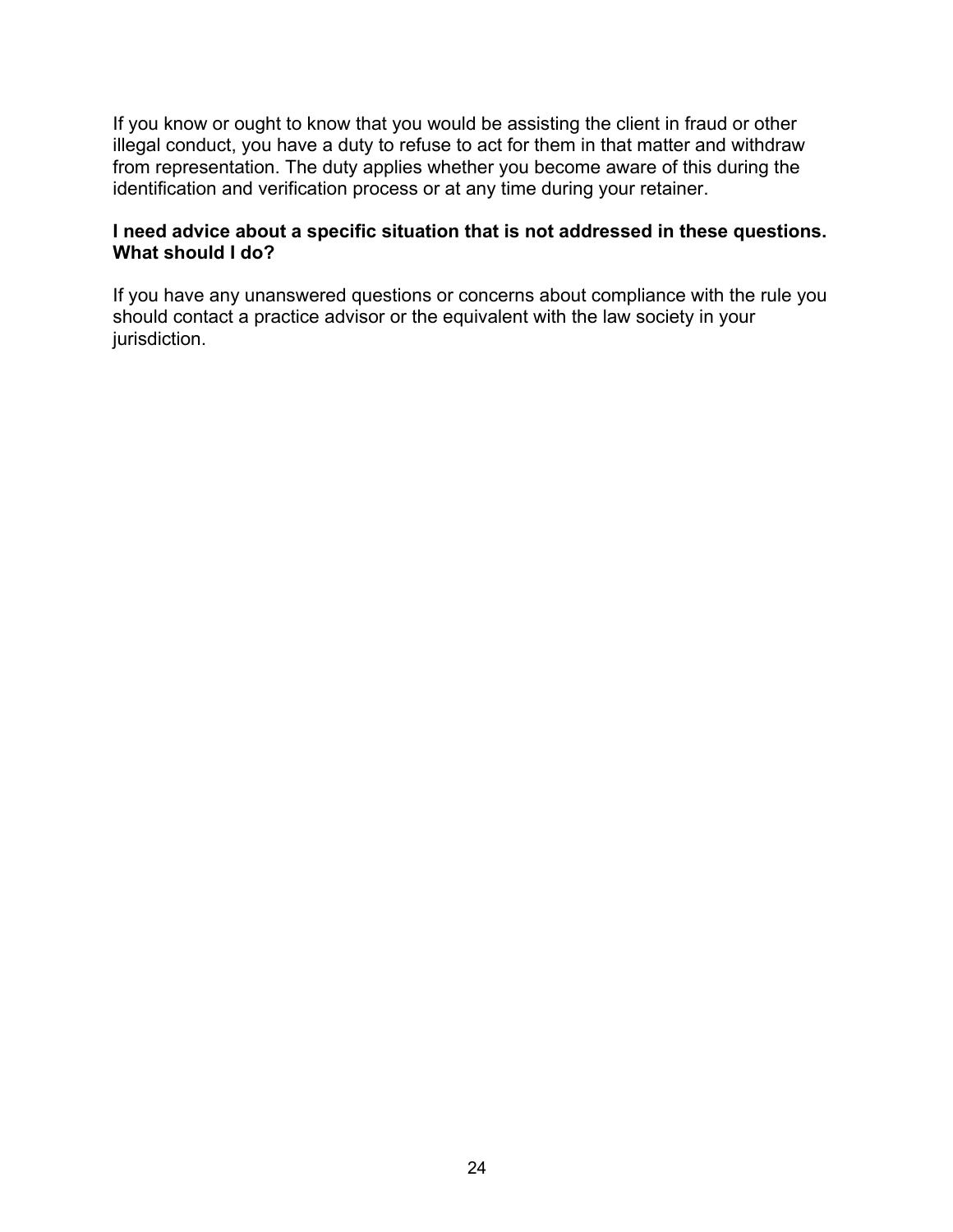If you know or ought to know that you would be assisting the client in fraud or other illegal conduct, you have a duty to refuse to act for them in that matter and withdraw from representation. The duty applies whether you become aware of this during the identification and verification process or at any time during your retainer.

**I need advice about a specific situation that is not addressed in these questions. What should I do?**

If you have any unanswered questions or concerns about compliance with the rule you should contact a practice advisor or the equivalent with the law society in your jurisdiction.